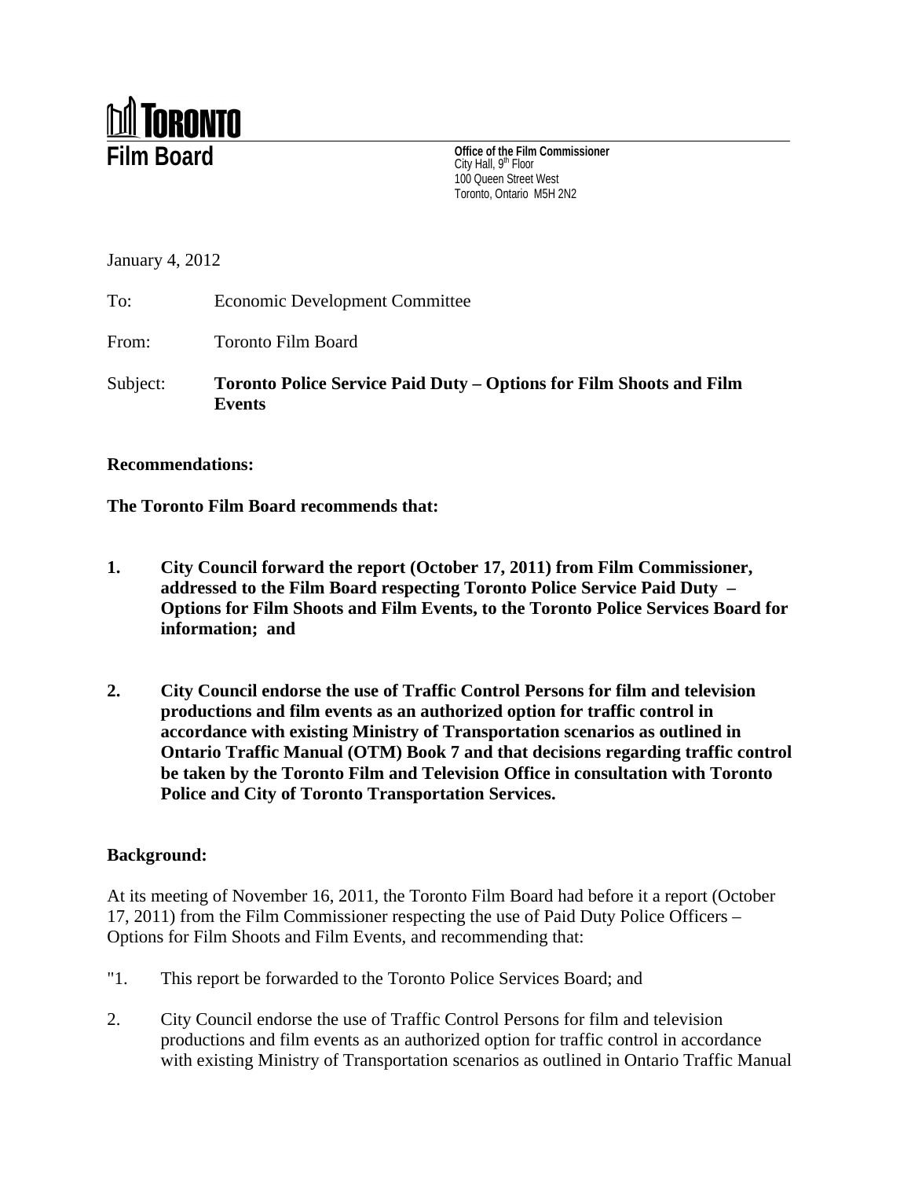# TORONTO

## Film Board

**Office of the Film Commissioner**
City Hall, 9th Floor
100 Queen Street West
Toronto, Ontario M5H 2N2

January 4, 2012

To: Economic Development Committee

From: Toronto Film Board

Subject: **Toronto Police Service Paid Duty – Options for Film Shoots and Film Events**

**Recommendations:**

**The Toronto Film Board recommends that:**

1. **City Council forward the report (October 17, 2011) from Film Commissioner, addressed to the Film Board respecting Toronto Police Service Paid Duty – Options for Film Shoots and Film Events, to the Toronto Police Services Board for information; and**

2. **City Council endorse the use of Traffic Control Persons for film and television productions and film events as an authorized option for traffic control in accordance with existing Ministry of Transportation scenarios as outlined in Ontario Traffic Manual (OTM) Book 7 and that decisions regarding traffic control be taken by the Toronto Film and Television Office in consultation with Toronto Police and City of Toronto Transportation Services.**

**Background:**

At its meeting of November 16, 2011, the Toronto Film Board had before it a report (October 17, 2011) from the Film Commissioner respecting the use of Paid Duty Police Officers – Options for Film Shoots and Film Events, and recommending that:

"1. This report be forwarded to the Toronto Police Services Board; and

2. City Council endorse the use of Traffic Control Persons for film and television productions and film events as an authorized option for traffic control in accordance with existing Ministry of Transportation scenarios as outlined in Ontario Traffic Manual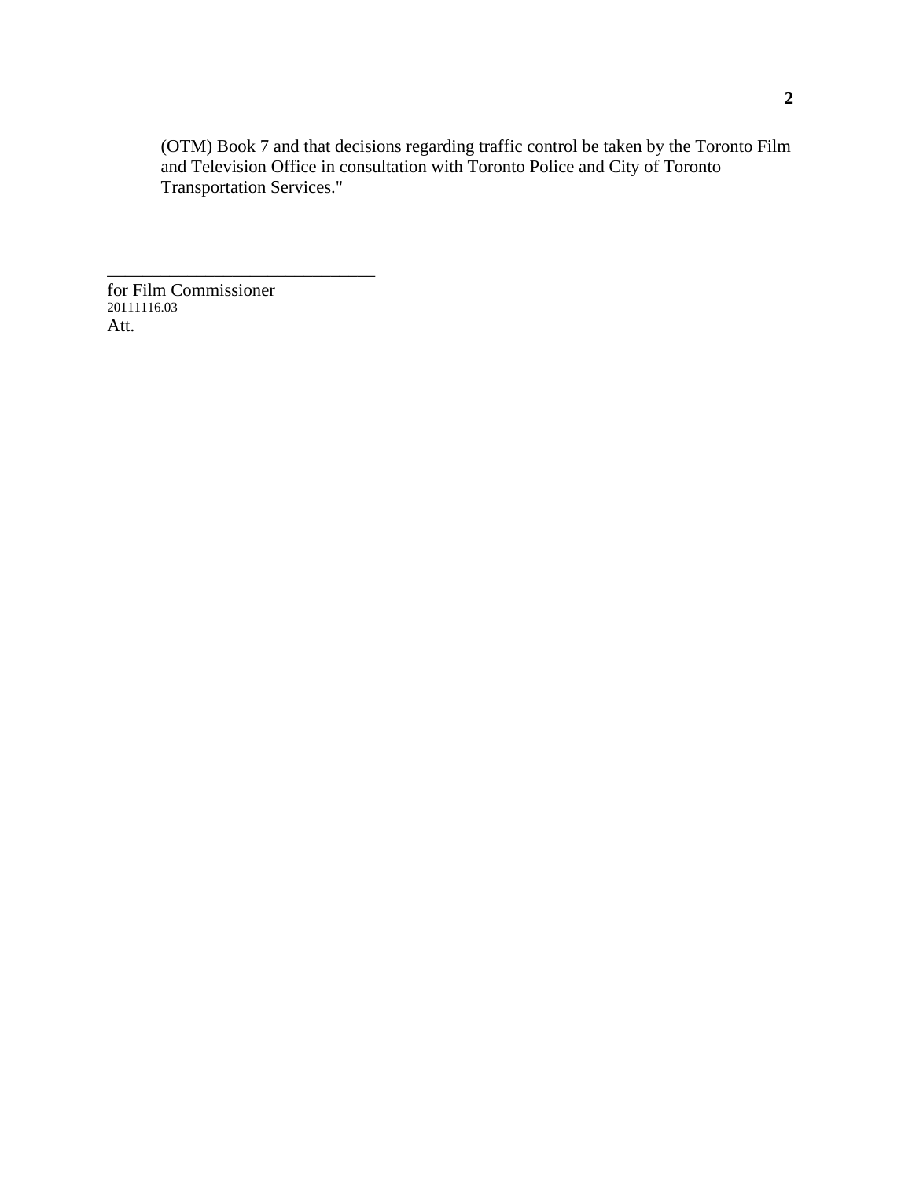(OTM) Book 7 and that decisions regarding traffic control be taken by the Toronto Film and Television Office in consultation with Toronto Police and City of Toronto Transportation Services."

_______________________________

for Film Commissioner
20111116.03
Att.